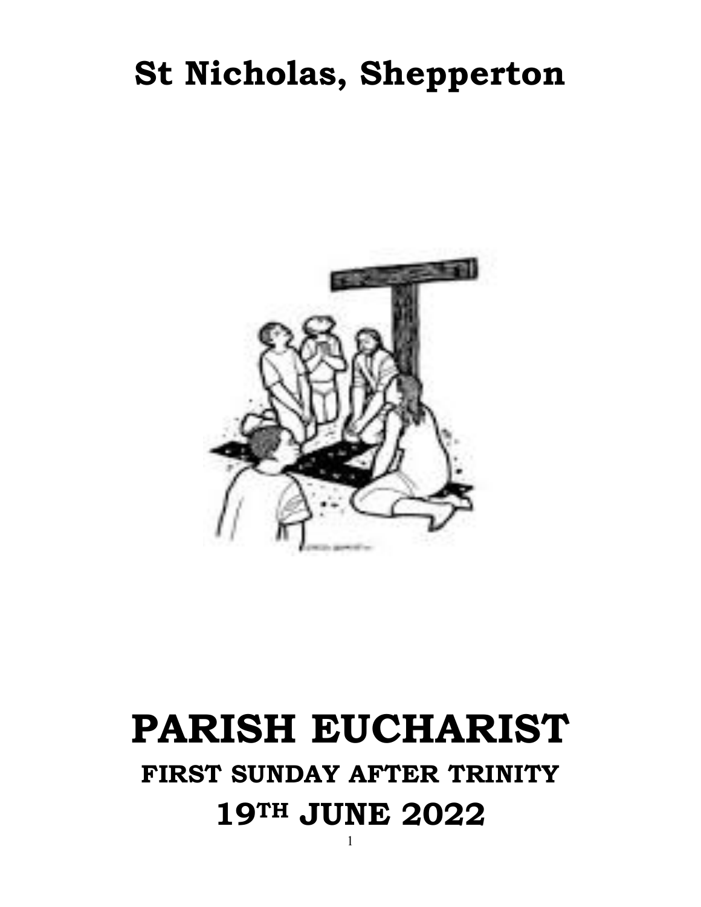# St Nicholas, Shepperton

# PARISH EUCHARIST

## FIRST SUNDAY AFTER TRINITY

## 19TH JUNE 2022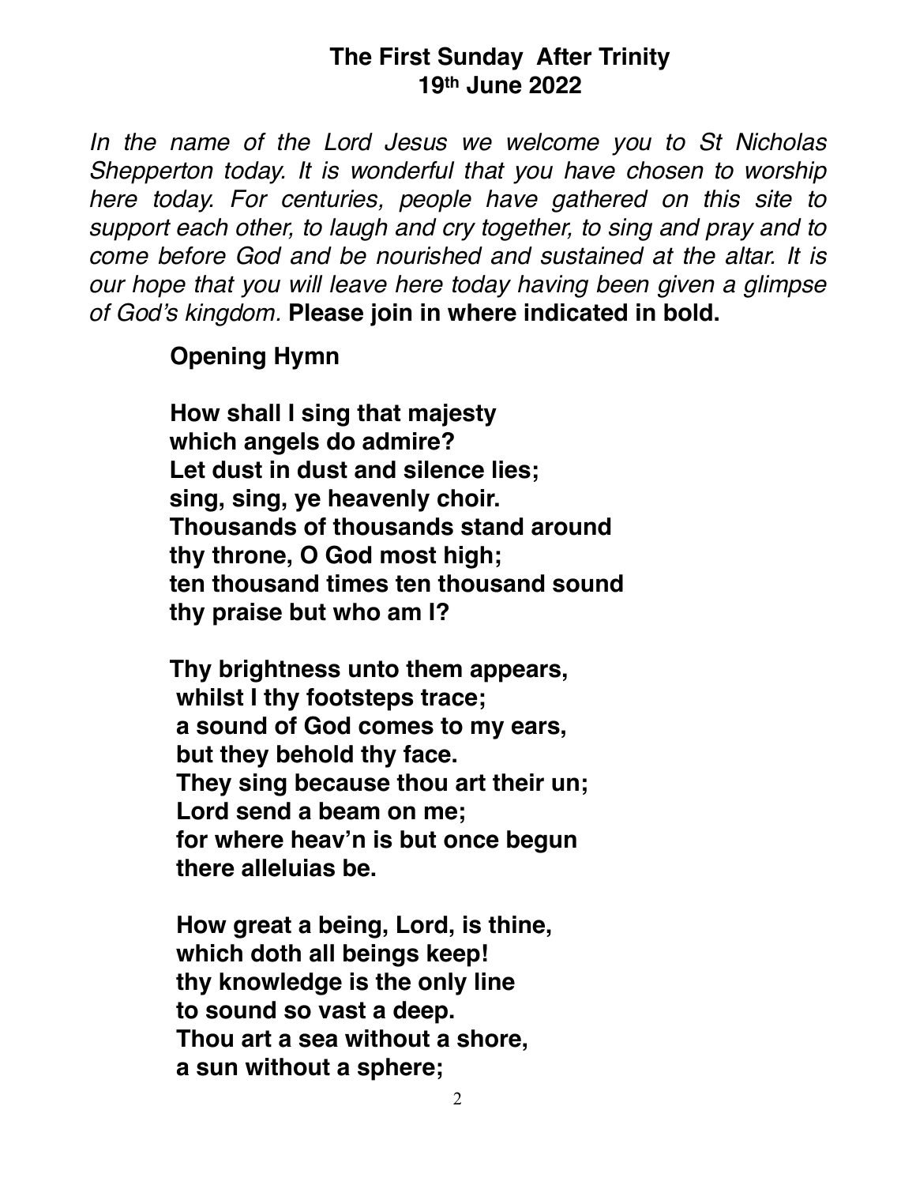**The First Sunday After Trinity**
**19th June 2022**

*In the name of the Lord Jesus we welcome you to St Nicholas Shepperton today. It is wonderful that you have chosen to worship here today. For centuries, people have gathered on this site to support each other, to laugh and cry together, to sing and pray and to come before God and be nourished and sustained at the altar. It is our hope that you will leave here today having been given a glimpse of God's kingdom.* **Please join in where indicated in bold.**

**Opening Hymn**

**How shall I sing that majesty**
**which angels do admire?**
**Let dust in dust and silence lies;**
**sing, sing, ye heavenly choir.**
**Thousands of thousands stand around**
**thy throne, O God most high;**
**ten thousand times ten thousand sound**
**thy praise but who am I?**

**Thy brightness unto them appears,**
**whilst I thy footsteps trace;**
**a sound of God comes to my ears,**
**but they behold thy face.**
**They sing because thou art their un;**
**Lord send a beam on me;**
**for where heav'n is but once begun**
**there alleluias be.**

**How great a being, Lord, is thine,**
**which doth all beings keep!**
**thy knowledge is the only line**
**to sound so vast a deep.**
**Thou art a sea without a shore,**
**a sun without a sphere;**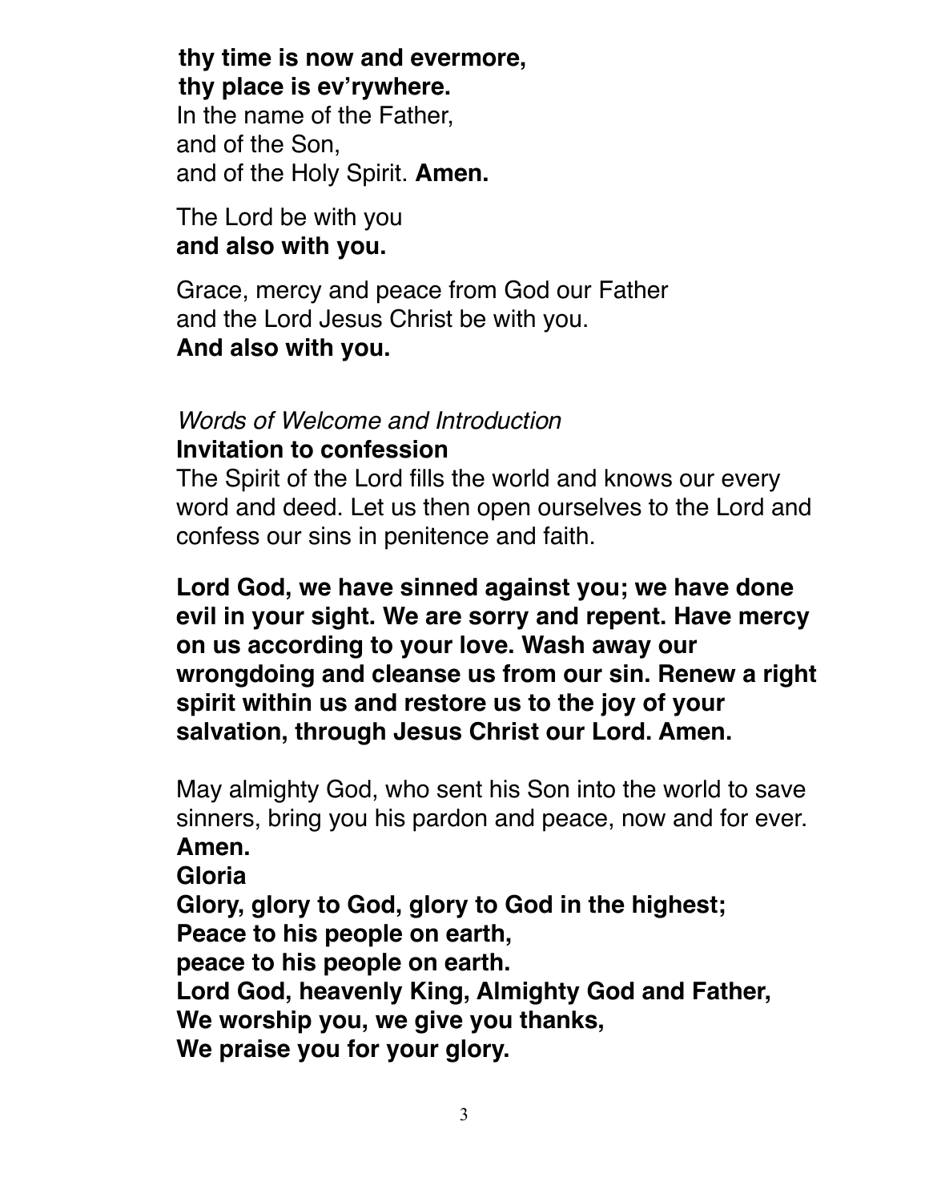**thy time is now and evermore,**
**thy place is ev'rywhere.**
In the name of the Father,
and of the Son,
and of the Holy Spirit. **Amen.**

The Lord be with you
**and also with you.**

Grace, mercy and peace from God our Father
and the Lord Jesus Christ be with you.
**And also with you.**

*Words of Welcome and Introduction*

**Invitation to confession**

The Spirit of the Lord fills the world and knows our every word and deed. Let us then open ourselves to the Lord and confess our sins in penitence and faith.

**Lord God, we have sinned against you; we have done evil in your sight. We are sorry and repent. Have mercy on us according to your love. Wash away our wrongdoing and cleanse us from our sin. Renew a right spirit within us and restore us to the joy of your salvation, through Jesus Christ our Lord. Amen.**

May almighty God, who sent his Son into the world to save sinners, bring you his pardon and peace, now and for ever.
**Amen.**

**Gloria**

**Glory, glory to God, glory to God in the highest;**
**Peace to his people on earth,**
**peace to his people on earth.**
**Lord God, heavenly King, Almighty God and Father,**
**We worship you, we give you thanks,**
**We praise you for your glory.**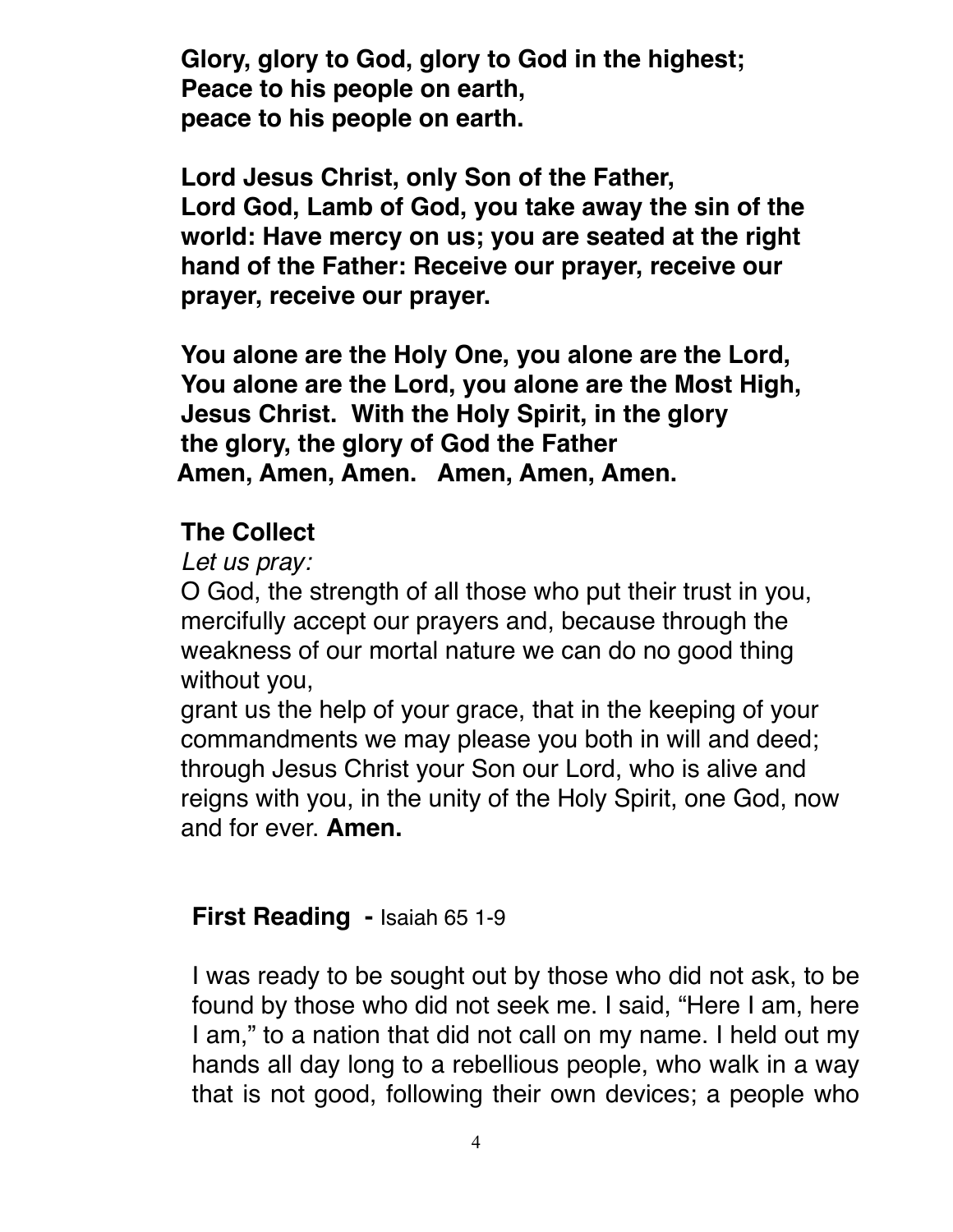**Glory, glory to God, glory to God in the highest;**
**Peace to his people on earth,**
**peace to his people on earth.**

**Lord Jesus Christ, only Son of the Father,**
**Lord God, Lamb of God, you take away the sin of the world: Have mercy on us; you are seated at the right hand of the Father: Receive our prayer, receive our prayer, receive our prayer.**

**You alone are the Holy One, you alone are the Lord,**
**You alone are the Lord, you alone are the Most High,**
**Jesus Christ. With the Holy Spirit, in the glory**
**the glory, the glory of God the Father**
**Amen, Amen, Amen. Amen, Amen, Amen.**

**The Collect**

*Let us pray:*

O God, the strength of all those who put their trust in you, mercifully accept our prayers and, because through the weakness of our mortal nature we can do no good thing without you,
grant us the help of your grace, that in the keeping of your commandments we may please you both in will and deed; through Jesus Christ your Son our Lord, who is alive and reigns with you, in the unity of the Holy Spirit, one God, now and for ever. **Amen.**

**First Reading -** Isaiah 65 1-9

I was ready to be sought out by those who did not ask, to be found by those who did not seek me. I said, "Here I am, here I am," to a nation that did not call on my name. I held out my hands all day long to a rebellious people, who walk in a way that is not good, following their own devices; a people who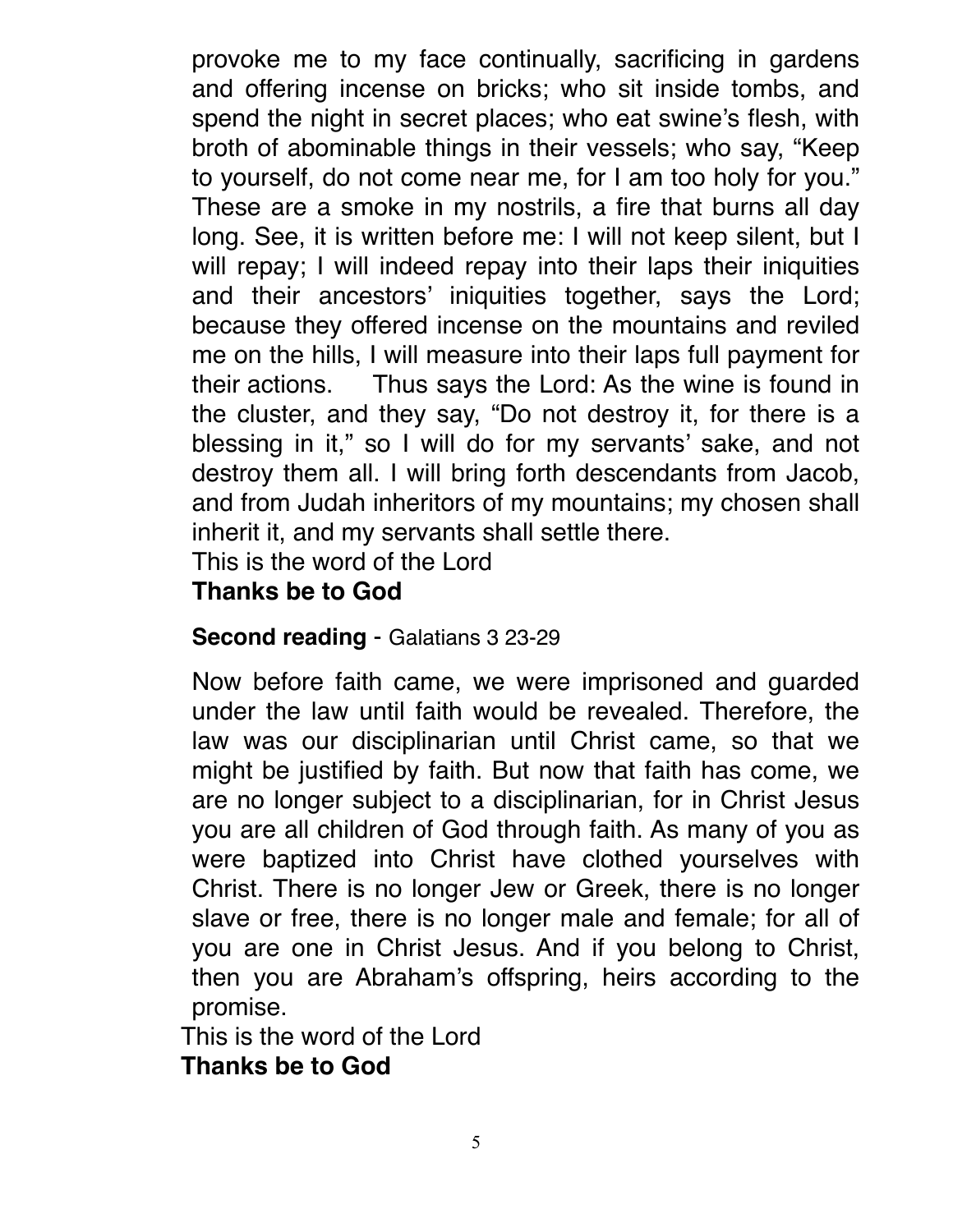provoke me to my face continually, sacrificing in gardens and offering incense on bricks; who sit inside tombs, and spend the night in secret places; who eat swine's flesh, with broth of abominable things in their vessels; who say, "Keep to yourself, do not come near me, for I am too holy for you." These are a smoke in my nostrils, a fire that burns all day long. See, it is written before me: I will not keep silent, but I will repay; I will indeed repay into their laps their iniquities and their ancestors' iniquities together, says the Lord; because they offered incense on the mountains and reviled me on the hills, I will measure into their laps full payment for their actions.    Thus says the Lord: As the wine is found in the cluster, and they say, "Do not destroy it, for there is a blessing in it," so I will do for my servants' sake, and not destroy them all. I will bring forth descendants from Jacob, and from Judah inheritors of my mountains; my chosen shall inherit it, and my servants shall settle there.

This is the word of the Lord

**Thanks be to God**

**Second reading** - Galatians 3 23-29

Now before faith came, we were imprisoned and guarded under the law until faith would be revealed. Therefore, the law was our disciplinarian until Christ came, so that we might be justified by faith. But now that faith has come, we are no longer subject to a disciplinarian, for in Christ Jesus you are all children of God through faith. As many of you as were baptized into Christ have clothed yourselves with Christ. There is no longer Jew or Greek, there is no longer slave or free, there is no longer male and female; for all of you are one in Christ Jesus. And if you belong to Christ, then you are Abraham's offspring, heirs according to the promise.

This is the word of the Lord

**Thanks be to God**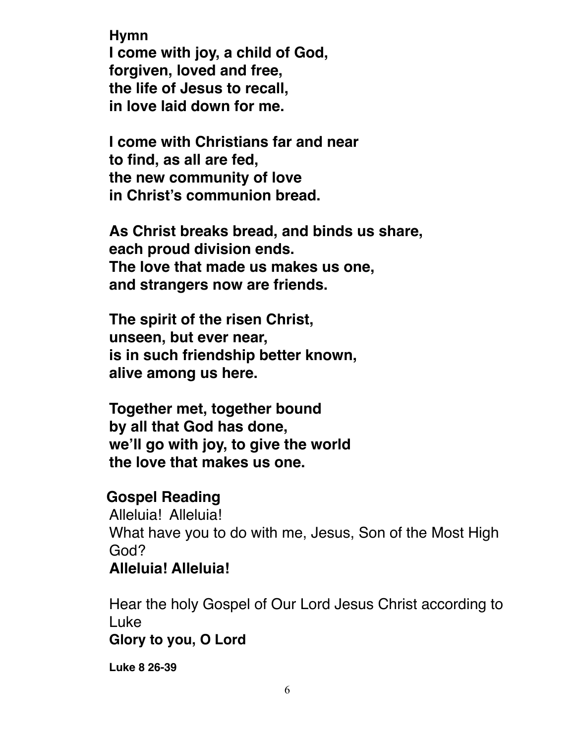**Hymn**

**I come with joy, a child of God,**
**forgiven, loved and free,**
**the life of Jesus to recall,**
**in love laid down for me.**

**I come with Christians far and near**
**to find, as all are fed,**
**the new community of love**
**in Christ's communion bread.**

**As Christ breaks bread, and binds us share,**
**each proud division ends.**
**The love that made us makes us one,**
**and strangers now are friends.**

**The spirit of the risen Christ,**
**unseen, but ever near,**
**is in such friendship better known,**
**alive among us here.**

**Together met, together bound**
**by all that God has done,**
**we'll go with joy, to give the world**
**the love that makes us one.**

## Gospel Reading

Alleluia! Alleluia!
What have you to do with me, Jesus, Son of the Most High God?
**Alleluia! Alleluia!**

Hear the holy Gospel of Our Lord Jesus Christ according to Luke
**Glory to you, O Lord**

**Luke 8 26-39**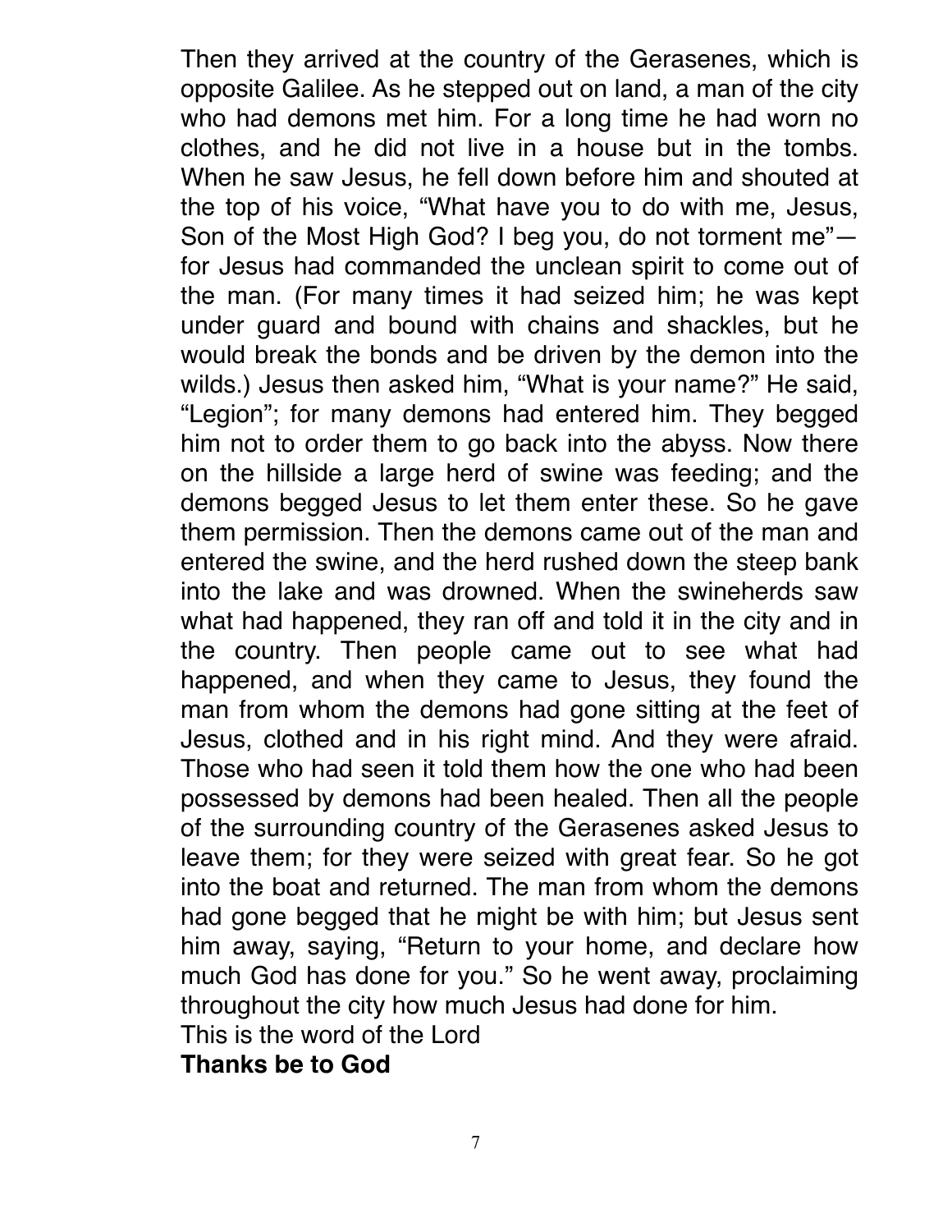Then they arrived at the country of the Gerasenes, which is opposite Galilee. As he stepped out on land, a man of the city who had demons met him. For a long time he had worn no clothes, and he did not live in a house but in the tombs. When he saw Jesus, he fell down before him and shouted at the top of his voice, "What have you to do with me, Jesus, Son of the Most High God? I beg you, do not torment me"—for Jesus had commanded the unclean spirit to come out of the man. (For many times it had seized him; he was kept under guard and bound with chains and shackles, but he would break the bonds and be driven by the demon into the wilds.) Jesus then asked him, "What is your name?" He said, "Legion"; for many demons had entered him. They begged him not to order them to go back into the abyss. Now there on the hillside a large herd of swine was feeding; and the demons begged Jesus to let them enter these. So he gave them permission. Then the demons came out of the man and entered the swine, and the herd rushed down the steep bank into the lake and was drowned. When the swineherds saw what had happened, they ran off and told it in the city and in the country. Then people came out to see what had happened, and when they came to Jesus, they found the man from whom the demons had gone sitting at the feet of Jesus, clothed and in his right mind. And they were afraid. Those who had seen it told them how the one who had been possessed by demons had been healed. Then all the people of the surrounding country of the Gerasenes asked Jesus to leave them; for they were seized with great fear. So he got into the boat and returned. The man from whom the demons had gone begged that he might be with him; but Jesus sent him away, saying, "Return to your home, and declare how much God has done for you." So he went away, proclaiming throughout the city how much Jesus had done for him.

This is the word of the Lord

**Thanks be to God**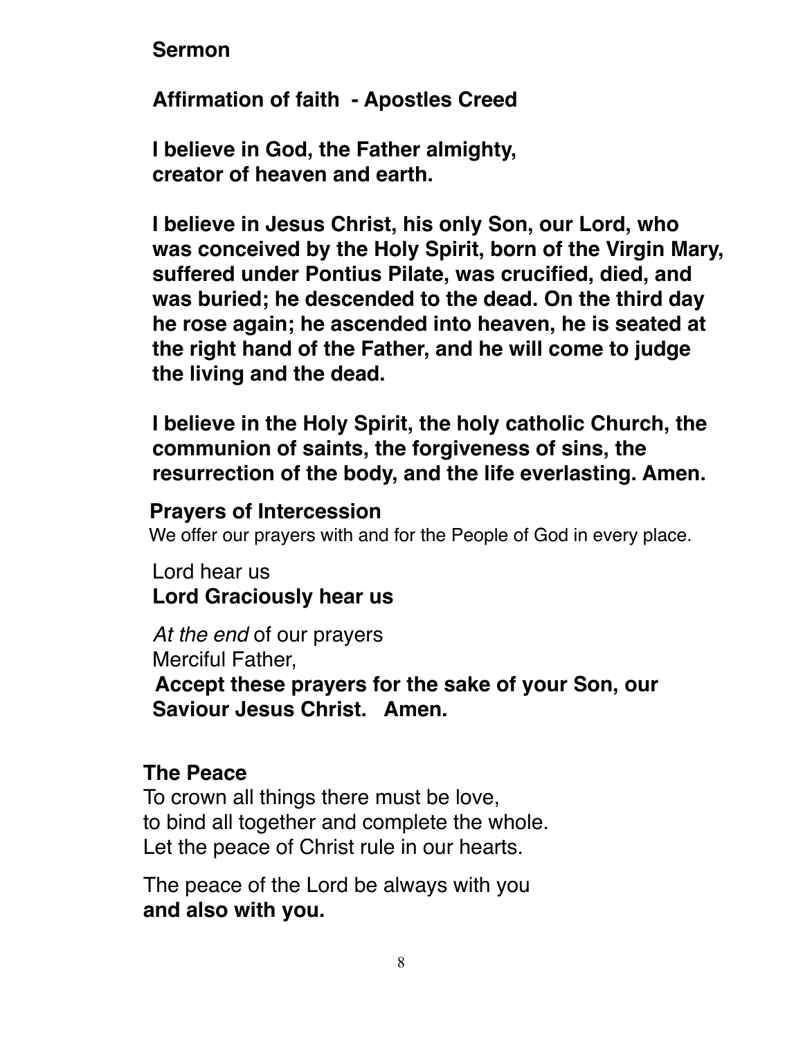**Sermon**

**Affirmation of faith - Apostles Creed**

**I believe in God, the Father almighty,**
**creator of heaven and earth.**

**I believe in Jesus Christ, his only Son, our Lord, who was conceived by the Holy Spirit, born of the Virgin Mary, suffered under Pontius Pilate, was crucified, died, and was buried; he descended to the dead. On the third day he rose again; he ascended into heaven, he is seated at the right hand of the Father, and he will come to judge the living and the dead.**

**I believe in the Holy Spirit, the holy catholic Church, the communion of saints, the forgiveness of sins, the resurrection of the body, and the life everlasting. Amen.**

**Prayers of Intercession**

We offer our prayers with and for the People of God in every place.

Lord hear us
**Lord Graciously hear us**

*At the end* of our prayers
Merciful Father,
**Accept these prayers for the sake of your Son, our Saviour Jesus Christ. Amen.**

**The Peace**

To crown all things there must be love,
to bind all together and complete the whole.
Let the peace of Christ rule in our hearts.

The peace of the Lord be always with you
**and also with you.**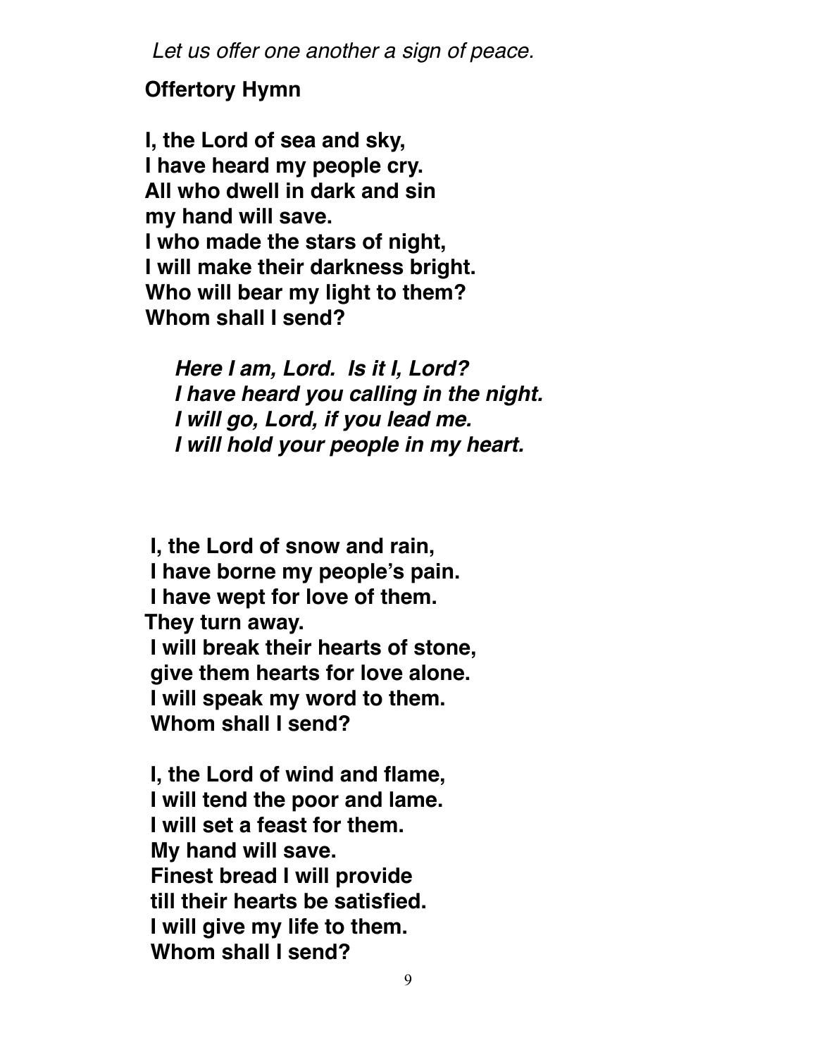*Let us offer one another a sign of peace.*

**Offertory Hymn**

**I, the Lord of sea and sky,**
**I have heard my people cry.**
**All who dwell in dark and sin**
**my hand will save.**
**I who made the stars of night,**
**I will make their darkness bright.**
**Who will bear my light to them?**
**Whom shall I send?**

> ***Here I am, Lord. Is it I, Lord?***
> ***I have heard you calling in the night.***
> ***I will go, Lord, if you lead me.***
> ***I will hold your people in my heart.***

**I, the Lord of snow and rain,**
**I have borne my people's pain.**
**I have wept for love of them.**
**They turn away.**
**I will break their hearts of stone,**
**give them hearts for love alone.**
**I will speak my word to them.**
**Whom shall I send?**

**I, the Lord of wind and flame,**
**I will tend the poor and lame.**
**I will set a feast for them.**
**My hand will save.**
**Finest bread I will provide**
**till their hearts be satisfied.**
**I will give my life to them.**
**Whom shall I send?**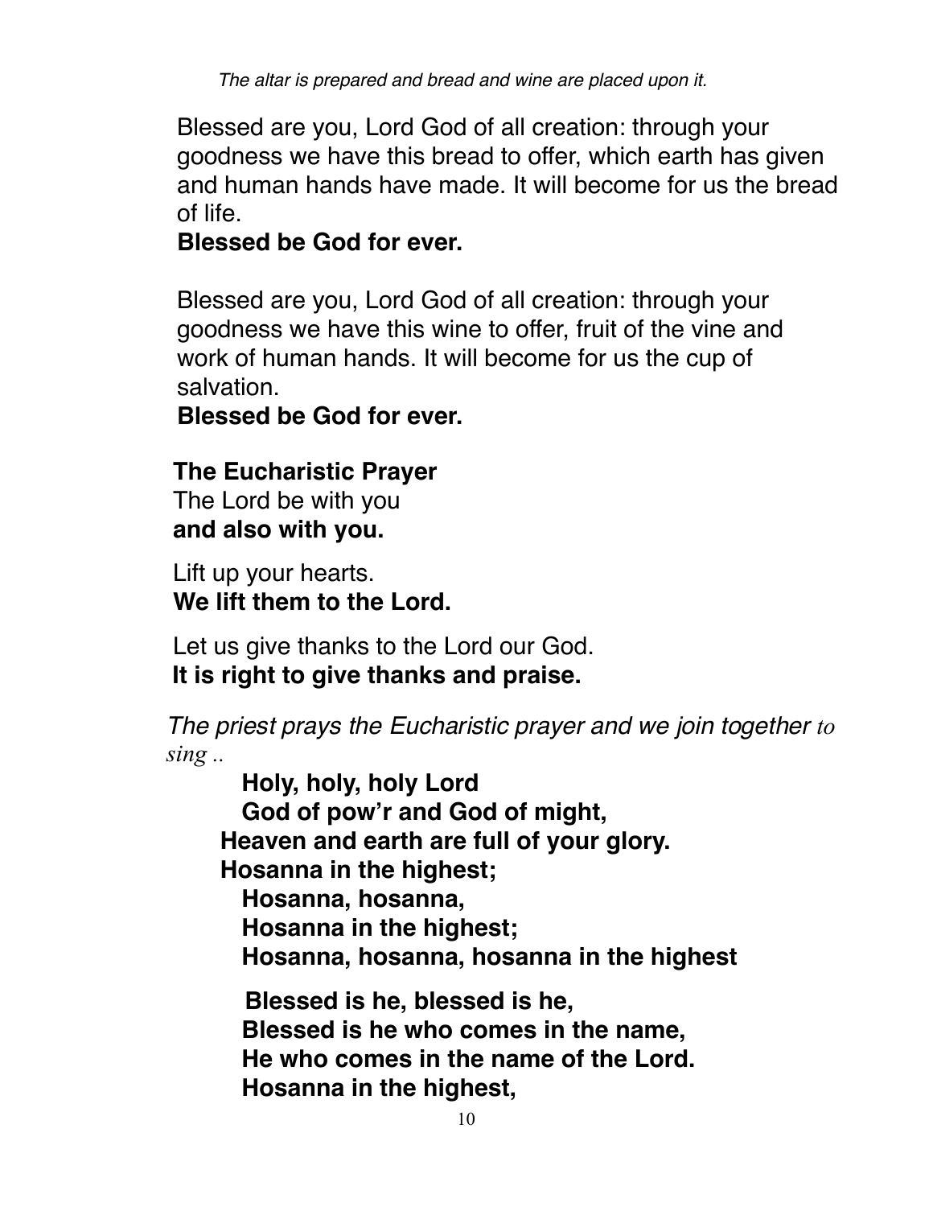*The altar is prepared and bread and wine are placed upon it.*

Blessed are you, Lord God of all creation: through your goodness we have this bread to offer, which earth has given and human hands have made. It will become for us the bread of life.
**Blessed be God for ever.**

Blessed are you, Lord God of all creation: through your goodness we have this wine to offer, fruit of the vine and work of human hands. It will become for us the cup of salvation.
**Blessed be God for ever.**

**The Eucharistic Prayer**
The Lord be with you
**and also with you.**

Lift up your hearts.
**We lift them to the Lord.**

Let us give thanks to the Lord our God.
**It is right to give thanks and praise.**

*The priest prays the Eucharistic prayer and we join together to sing ..*

**Holy, holy, holy Lord**
**God of pow'r and God of might,**
**Heaven and earth are full of your glory.**
**Hosanna in the highest;**
**Hosanna, hosanna,**
**Hosanna in the highest;**
**Hosanna, hosanna, hosanna in the highest**

**Blessed is he, blessed is he,**
**Blessed is he who comes in the name,**
**He who comes in the name of the Lord.**
**Hosanna in the highest,**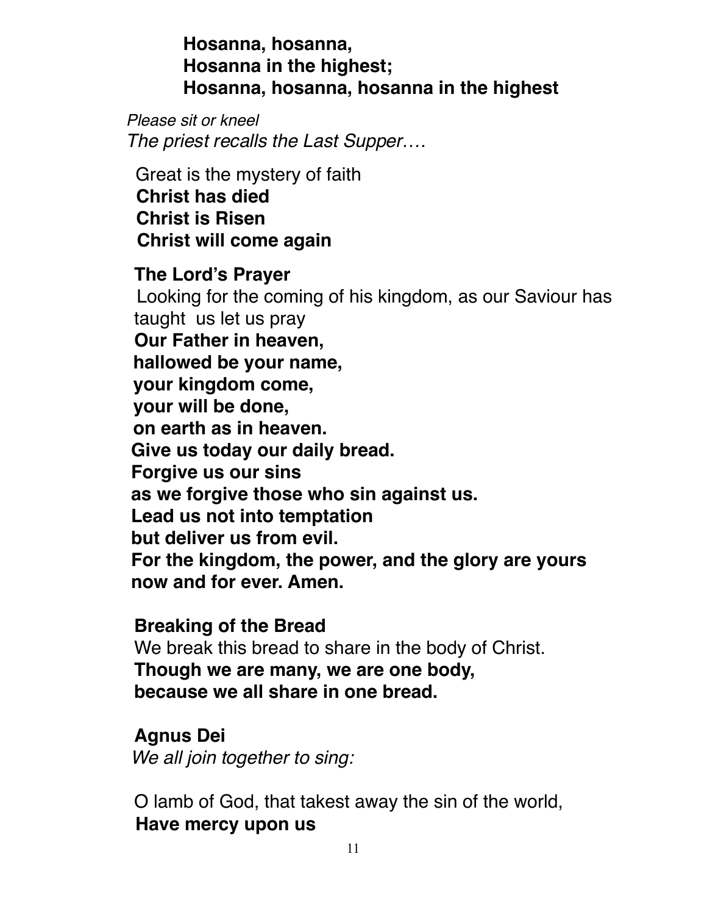**Hosanna, hosanna,**
**Hosanna in the highest;**
**Hosanna, hosanna, hosanna in the highest**

*Please sit or kneel*
*The priest recalls the Last Supper….*

Great is the mystery of faith
**Christ has died**
**Christ is Risen**
**Christ will come again**

**The Lord's Prayer**

Looking for the coming of his kingdom, as our Saviour has taught us let us pray
**Our Father in heaven,**
**hallowed be your name,**
**your kingdom come,**
**your will be done,**
**on earth as in heaven.**
**Give us today our daily bread.**
**Forgive us our sins**
**as we forgive those who sin against us.**
**Lead us not into temptation**
**but deliver us from evil.**
**For the kingdom, the power, and the glory are yours**
**now and for ever. Amen.**

**Breaking of the Bread**

We break this bread to share in the body of Christ.
**Though we are many, we are one body,**
**because we all share in one bread.**

**Agnus Dei**

*We all join together to sing:*

O lamb of God, that takest away the sin of the world,
**Have mercy upon us**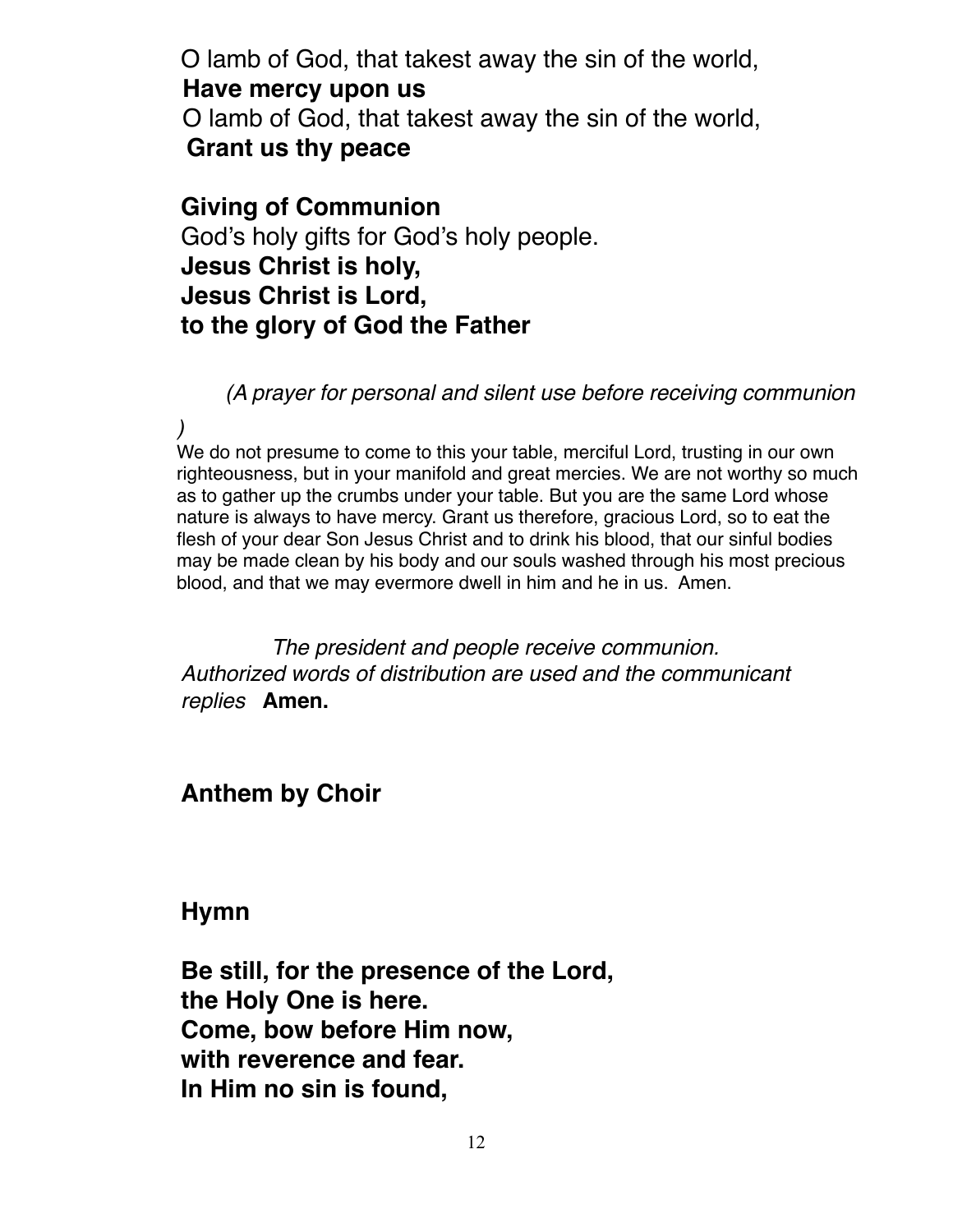O lamb of God, that takest away the sin of the world,
**Have mercy upon us**
O lamb of God, that takest away the sin of the world,
**Grant us thy peace**

**Giving of Communion**

God's holy gifts for God's holy people.
**Jesus Christ is holy,**
**Jesus Christ is Lord,**
**to the glory of God the Father**

*(A prayer for personal and silent use before receiving communion )*

We do not presume to come to this your table, merciful Lord, trusting in our own righteousness, but in your manifold and great mercies. We are not worthy so much as to gather up the crumbs under your table. But you are the same Lord whose nature is always to have mercy. Grant us therefore, gracious Lord, so to eat the flesh of your dear Son Jesus Christ and to drink his blood, that our sinful bodies may be made clean by his body and our souls washed through his most precious blood, and that we may evermore dwell in him and he in us. Amen.

*The president and people receive communion.*
*Authorized words of distribution are used and the communicant replies* **Amen.**

**Anthem by Choir**

**Hymn**

**Be still, for the presence of the Lord,**
**the Holy One is here.**
**Come, bow before Him now,**
**with reverence and fear.**
**In Him no sin is found,**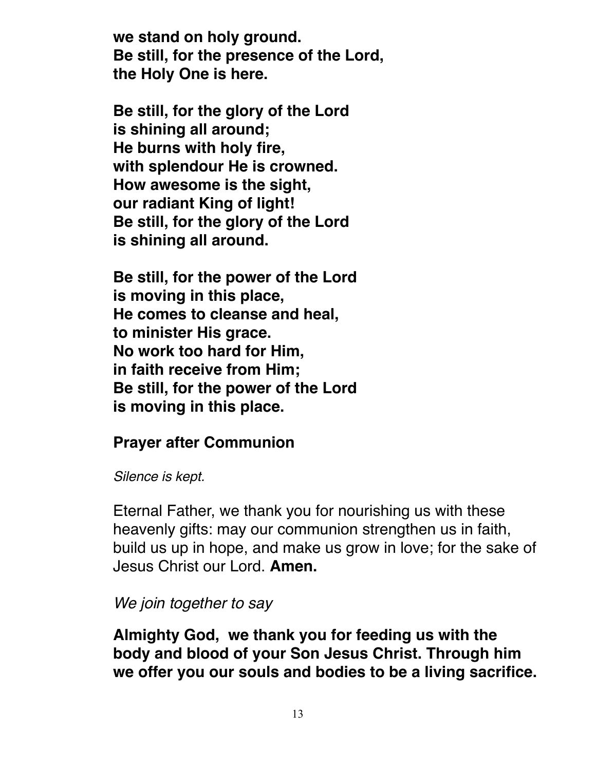**we stand on holy ground.**
**Be still, for the presence of the Lord,**
**the Holy One is here.**

**Be still, for the glory of the Lord**
**is shining all around;**
**He burns with holy fire,**
**with splendour He is crowned.**
**How awesome is the sight,**
**our radiant King of light!**
**Be still, for the glory of the Lord**
**is shining all around.**

**Be still, for the power of the Lord**
**is moving in this place,**
**He comes to cleanse and heal,**
**to minister His grace.**
**No work too hard for Him,**
**in faith receive from Him;**
**Be still, for the power of the Lord**
**is moving in this place.**

## Prayer after Communion

*Silence is kept.*

Eternal Father, we thank you for nourishing us with these heavenly gifts: may our communion strengthen us in faith, build us up in hope, and make us grow in love; for the sake of Jesus Christ our Lord. **Amen.**

*We join together to say*

**Almighty God, we thank you for feeding us with the body and blood of your Son Jesus Christ. Through him we offer you our souls and bodies to be a living sacrifice.**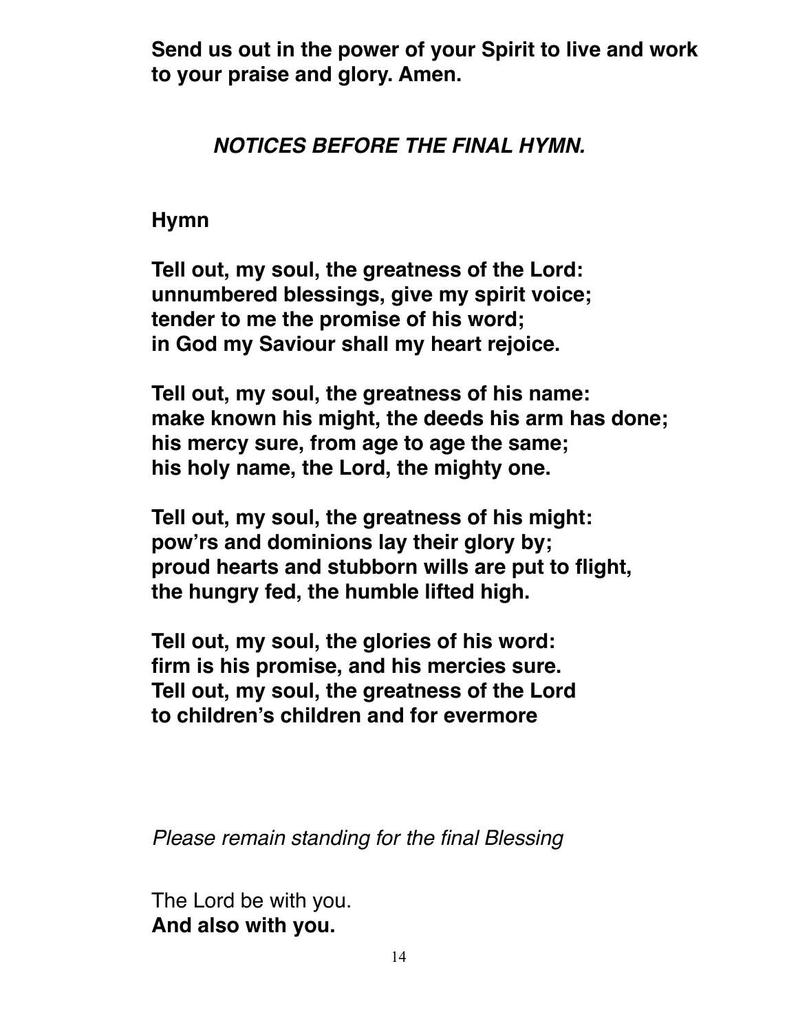**Send us out in the power of your Spirit to live and work to your praise and glory. Amen.**

***NOTICES BEFORE THE FINAL HYMN.***

**Hymn**

**Tell out, my soul, the greatness of the Lord:**
**unnumbered blessings, give my spirit voice;**
**tender to me the promise of his word;**
**in God my Saviour shall my heart rejoice.**

**Tell out, my soul, the greatness of his name:**
**make known his might, the deeds his arm has done;**
**his mercy sure, from age to age the same;**
**his holy name, the Lord, the mighty one.**

**Tell out, my soul, the greatness of his might:**
**pow'rs and dominions lay their glory by;**
**proud hearts and stubborn wills are put to flight,**
**the hungry fed, the humble lifted high.**

**Tell out, my soul, the glories of his word:**
**firm is his promise, and his mercies sure.**
**Tell out, my soul, the greatness of the Lord**
**to children's children and for evermore**

*Please remain standing for the final Blessing*

The Lord be with you.
**And also with you.**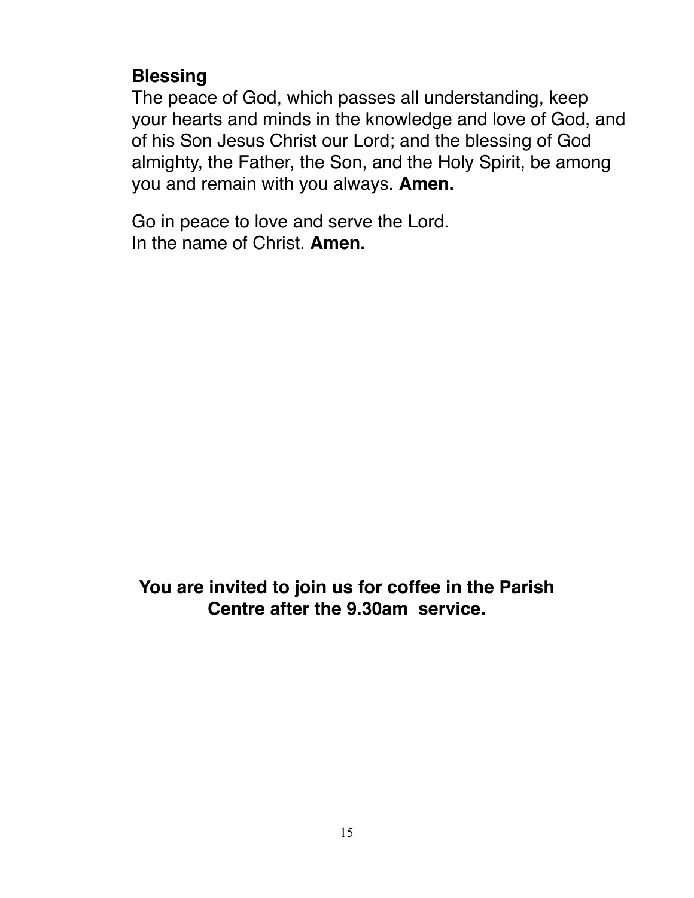**Blessing**

The peace of God, which passes all understanding, keep your hearts and minds in the knowledge and love of God, and of his Son Jesus Christ our Lord; and the blessing of God almighty, the Father, the Son, and the Holy Spirit, be among you and remain with you always. **Amen.**

Go in peace to love and serve the Lord.
In the name of Christ. **Amen.**

**You are invited to join us for coffee in the Parish Centre after the 9.30am service.**